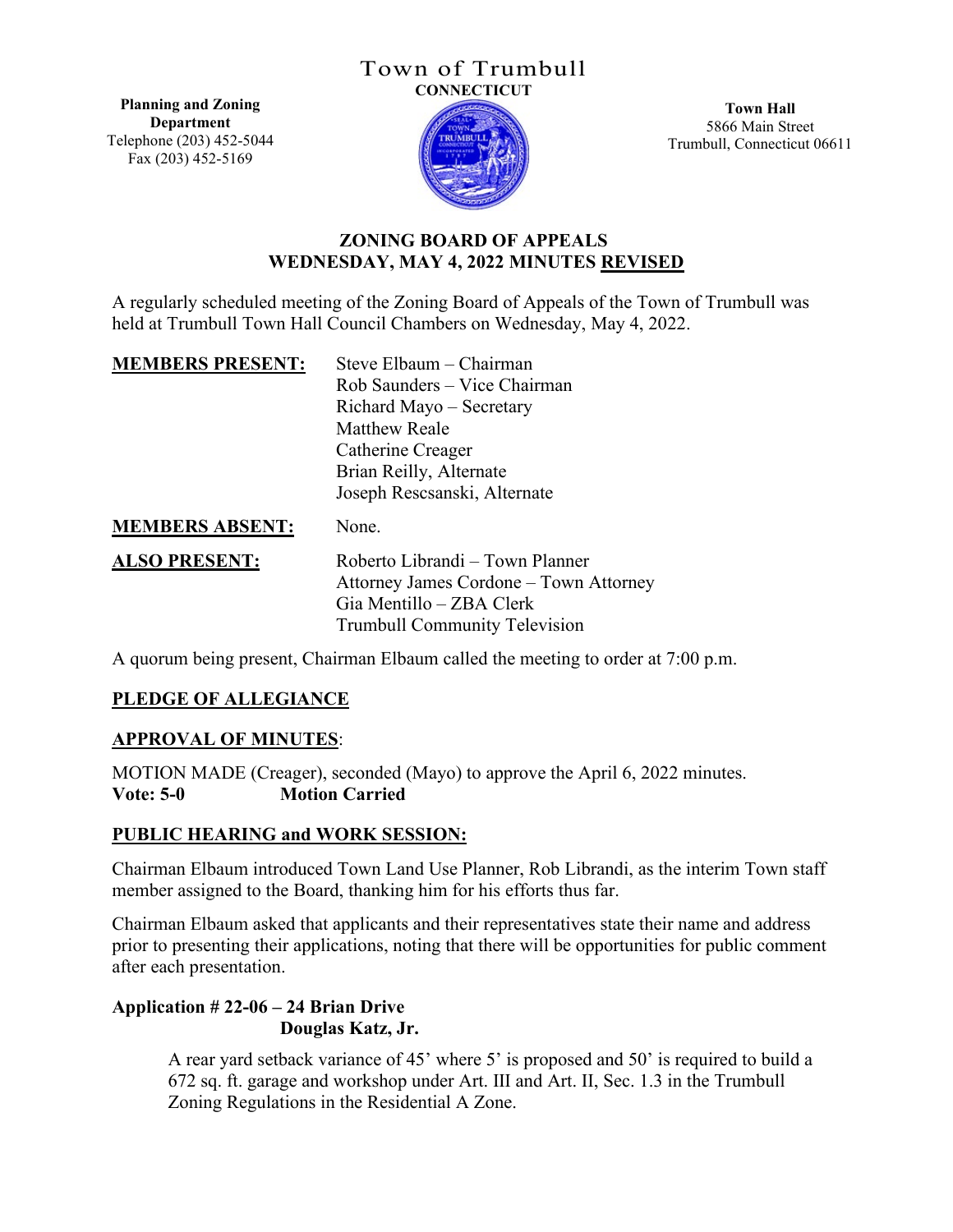# Town of Trumbull
**CONNECTICUT**

**Planning and Zoning Department**
Telephone (203) 452-5044
Fax (203) 452-5169

**Town Hall**
5866 Main Street
Trumbull, Connecticut 06611

## ZONING BOARD OF APPEALS
## WEDNESDAY, MAY 4, 2022 MINUTES REVISED

A regularly scheduled meeting of the Zoning Board of Appeals of the Town of Trumbull was held at Trumbull Town Hall Council Chambers on Wednesday, May 4, 2022.

**MEMBERS PRESENT:**
Steve Elbaum – Chairman
Rob Saunders – Vice Chairman
Richard Mayo – Secretary
Matthew Reale
Catherine Creager
Brian Reilly, Alternate
Joseph Rescsanski, Alternate

**MEMBERS ABSENT:** None.

**ALSO PRESENT:**
Roberto Librandi – Town Planner
Attorney James Cordone – Town Attorney
Gia Mentillo – ZBA Clerk
Trumbull Community Television

A quorum being present, Chairman Elbaum called the meeting to order at 7:00 p.m.

**PLEDGE OF ALLEGIANCE**

**APPROVAL OF MINUTES**:

MOTION MADE (Creager), seconded (Mayo) to approve the April 6, 2022 minutes.
**Vote: 5-0 Motion Carried**

**PUBLIC HEARING and WORK SESSION:**

Chairman Elbaum introduced Town Land Use Planner, Rob Librandi, as the interim Town staff member assigned to the Board, thanking him for his efforts thus far.

Chairman Elbaum asked that applicants and their representatives state their name and address prior to presenting their applications, noting that there will be opportunities for public comment after each presentation.

**Application # 22-06 – 24 Brian Drive**
**Douglas Katz, Jr.**

A rear yard setback variance of 45' where 5' is proposed and 50' is required to build a 672 sq. ft. garage and workshop under Art. III and Art. II, Sec. 1.3 in the Trumbull Zoning Regulations in the Residential A Zone.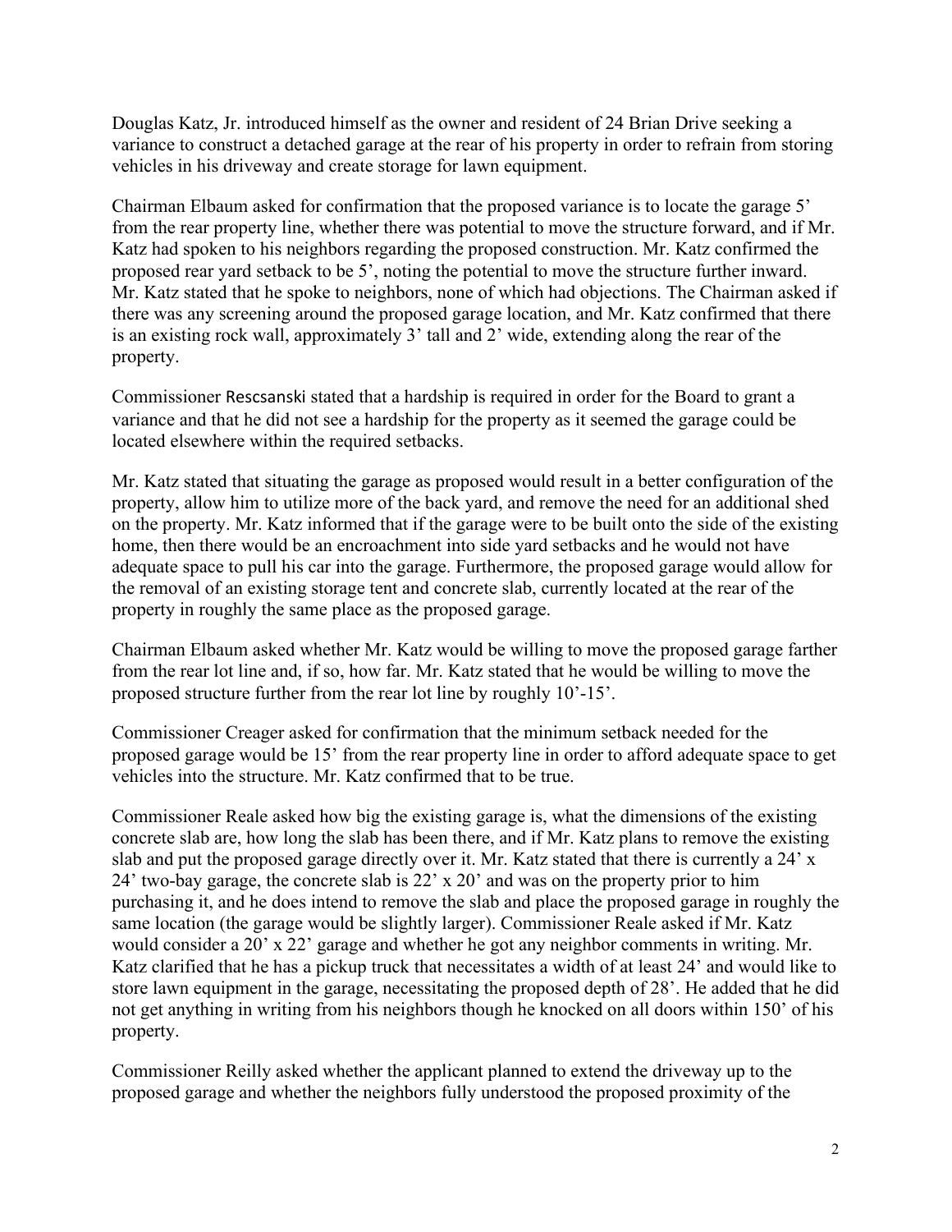Douglas Katz, Jr. introduced himself as the owner and resident of 24 Brian Drive seeking a variance to construct a detached garage at the rear of his property in order to refrain from storing vehicles in his driveway and create storage for lawn equipment.

Chairman Elbaum asked for confirmation that the proposed variance is to locate the garage 5' from the rear property line, whether there was potential to move the structure forward, and if Mr. Katz had spoken to his neighbors regarding the proposed construction. Mr. Katz confirmed the proposed rear yard setback to be 5', noting the potential to move the structure further inward. Mr. Katz stated that he spoke to neighbors, none of which had objections. The Chairman asked if there was any screening around the proposed garage location, and Mr. Katz confirmed that there is an existing rock wall, approximately 3' tall and 2' wide, extending along the rear of the property.

Commissioner Rescsanski stated that a hardship is required in order for the Board to grant a variance and that he did not see a hardship for the property as it seemed the garage could be located elsewhere within the required setbacks.

Mr. Katz stated that situating the garage as proposed would result in a better configuration of the property, allow him to utilize more of the back yard, and remove the need for an additional shed on the property. Mr. Katz informed that if the garage were to be built onto the side of the existing home, then there would be an encroachment into side yard setbacks and he would not have adequate space to pull his car into the garage. Furthermore, the proposed garage would allow for the removal of an existing storage tent and concrete slab, currently located at the rear of the property in roughly the same place as the proposed garage.

Chairman Elbaum asked whether Mr. Katz would be willing to move the proposed garage farther from the rear lot line and, if so, how far. Mr. Katz stated that he would be willing to move the proposed structure further from the rear lot line by roughly 10'-15'.

Commissioner Creager asked for confirmation that the minimum setback needed for the proposed garage would be 15' from the rear property line in order to afford adequate space to get vehicles into the structure. Mr. Katz confirmed that to be true.

Commissioner Reale asked how big the existing garage is, what the dimensions of the existing concrete slab are, how long the slab has been there, and if Mr. Katz plans to remove the existing slab and put the proposed garage directly over it. Mr. Katz stated that there is currently a 24' x 24' two-bay garage, the concrete slab is 22' x 20' and was on the property prior to him purchasing it, and he does intend to remove the slab and place the proposed garage in roughly the same location (the garage would be slightly larger). Commissioner Reale asked if Mr. Katz would consider a 20' x 22' garage and whether he got any neighbor comments in writing. Mr. Katz clarified that he has a pickup truck that necessitates a width of at least 24' and would like to store lawn equipment in the garage, necessitating the proposed depth of 28'. He added that he did not get anything in writing from his neighbors though he knocked on all doors within 150' of his property.

Commissioner Reilly asked whether the applicant planned to extend the driveway up to the proposed garage and whether the neighbors fully understood the proposed proximity of the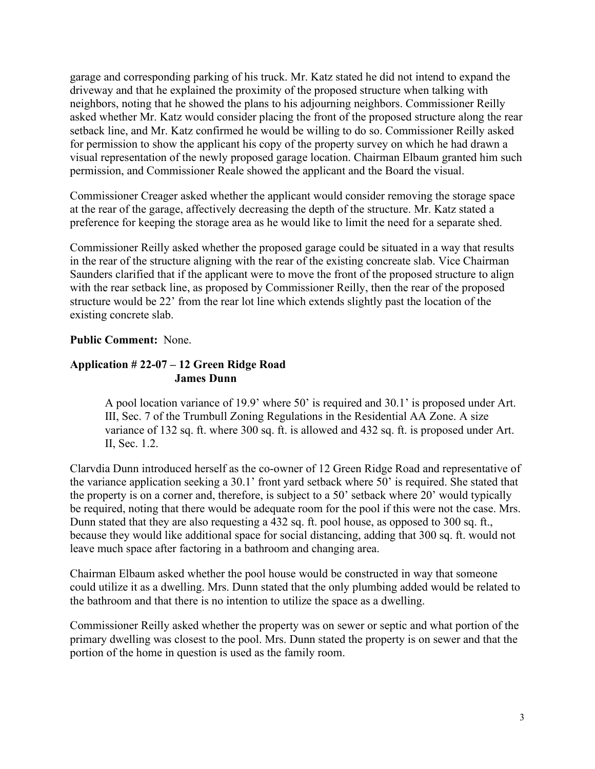garage and corresponding parking of his truck. Mr. Katz stated he did not intend to expand the driveway and that he explained the proximity of the proposed structure when talking with neighbors, noting that he showed the plans to his adjourning neighbors. Commissioner Reilly asked whether Mr. Katz would consider placing the front of the proposed structure along the rear setback line, and Mr. Katz confirmed he would be willing to do so. Commissioner Reilly asked for permission to show the applicant his copy of the property survey on which he had drawn a visual representation of the newly proposed garage location. Chairman Elbaum granted him such permission, and Commissioner Reale showed the applicant and the Board the visual.

Commissioner Creager asked whether the applicant would consider removing the storage space at the rear of the garage, affectively decreasing the depth of the structure. Mr. Katz stated a preference for keeping the storage area as he would like to limit the need for a separate shed.

Commissioner Reilly asked whether the proposed garage could be situated in a way that results in the rear of the structure aligning with the rear of the existing concreate slab. Vice Chairman Saunders clarified that if the applicant were to move the front of the proposed structure to align with the rear setback line, as proposed by Commissioner Reilly, then the rear of the proposed structure would be 22' from the rear lot line which extends slightly past the location of the existing concrete slab.

**Public Comment:** None.

**Application # 22-07 – 12 Green Ridge Road**
**James Dunn**

> A pool location variance of 19.9' where 50' is required and 30.1' is proposed under Art. III, Sec. 7 of the Trumbull Zoning Regulations in the Residential AA Zone. A size variance of 132 sq. ft. where 300 sq. ft. is allowed and 432 sq. ft. is proposed under Art. II, Sec. 1.2.

Clarvdia Dunn introduced herself as the co-owner of 12 Green Ridge Road and representative of the variance application seeking a 30.1' front yard setback where 50' is required. She stated that the property is on a corner and, therefore, is subject to a 50' setback where 20' would typically be required, noting that there would be adequate room for the pool if this were not the case. Mrs. Dunn stated that they are also requesting a 432 sq. ft. pool house, as opposed to 300 sq. ft., because they would like additional space for social distancing, adding that 300 sq. ft. would not leave much space after factoring in a bathroom and changing area.

Chairman Elbaum asked whether the pool house would be constructed in way that someone could utilize it as a dwelling. Mrs. Dunn stated that the only plumbing added would be related to the bathroom and that there is no intention to utilize the space as a dwelling.

Commissioner Reilly asked whether the property was on sewer or septic and what portion of the primary dwelling was closest to the pool. Mrs. Dunn stated the property is on sewer and that the portion of the home in question is used as the family room.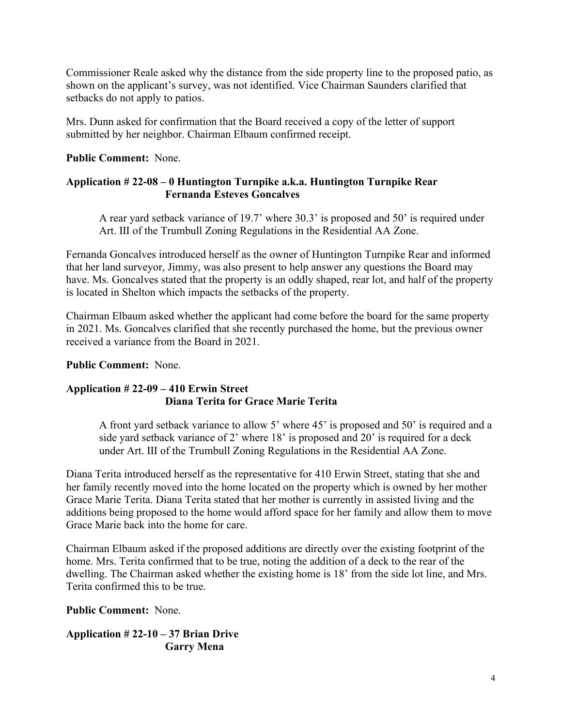Commissioner Reale asked why the distance from the side property line to the proposed patio, as shown on the applicant's survey, was not identified. Vice Chairman Saunders clarified that setbacks do not apply to patios.

Mrs. Dunn asked for confirmation that the Board received a copy of the letter of support submitted by her neighbor. Chairman Elbaum confirmed receipt.

**Public Comment:** None.

**Application # 22-08 – 0 Huntington Turnpike a.k.a. Huntington Turnpike Rear**
**Fernanda Esteves Goncalves**

> A rear yard setback variance of 19.7' where 30.3' is proposed and 50' is required under Art. III of the Trumbull Zoning Regulations in the Residential AA Zone.

Fernanda Goncalves introduced herself as the owner of Huntington Turnpike Rear and informed that her land surveyor, Jimmy, was also present to help answer any questions the Board may have. Ms. Goncalves stated that the property is an oddly shaped, rear lot, and half of the property is located in Shelton which impacts the setbacks of the property.

Chairman Elbaum asked whether the applicant had come before the board for the same property in 2021. Ms. Goncalves clarified that she recently purchased the home, but the previous owner received a variance from the Board in 2021.

**Public Comment:** None.

**Application # 22-09 – 410 Erwin Street**
**Diana Terita for Grace Marie Terita**

> A front yard setback variance to allow 5' where 45' is proposed and 50' is required and a side yard setback variance of 2' where 18' is proposed and 20' is required for a deck under Art. III of the Trumbull Zoning Regulations in the Residential AA Zone.

Diana Terita introduced herself as the representative for 410 Erwin Street, stating that she and her family recently moved into the home located on the property which is owned by her mother Grace Marie Terita. Diana Terita stated that her mother is currently in assisted living and the additions being proposed to the home would afford space for her family and allow them to move Grace Marie back into the home for care.

Chairman Elbaum asked if the proposed additions are directly over the existing footprint of the home. Mrs. Terita confirmed that to be true, noting the addition of a deck to the rear of the dwelling. The Chairman asked whether the existing home is 18' from the side lot line, and Mrs. Terita confirmed this to be true.

**Public Comment:** None.

**Application # 22-10 – 37 Brian Drive**
**Garry Mena**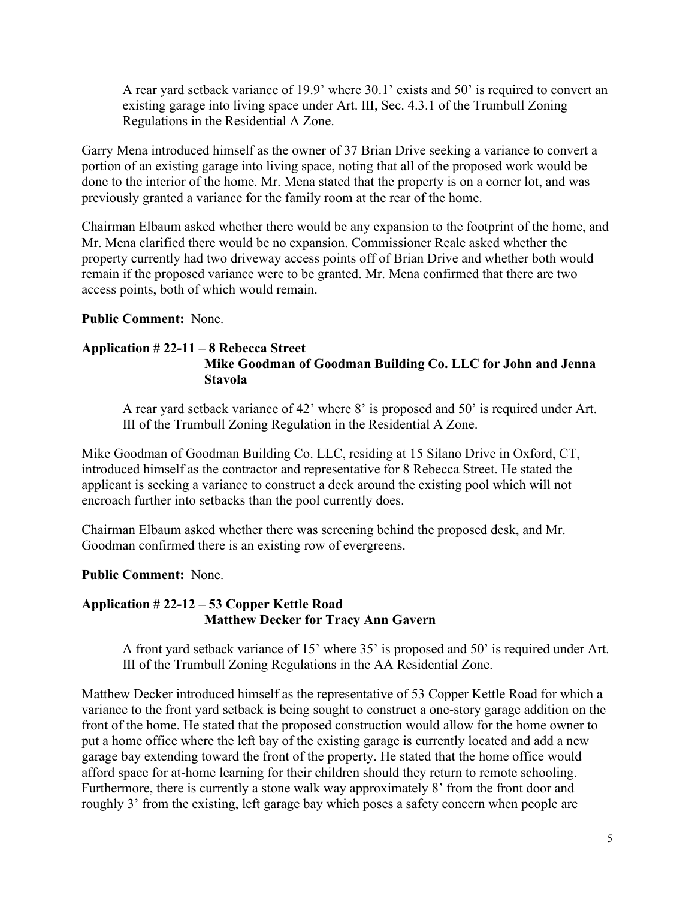A rear yard setback variance of 19.9' where 30.1' exists and 50' is required to convert an existing garage into living space under Art. III, Sec. 4.3.1 of the Trumbull Zoning Regulations in the Residential A Zone.

Garry Mena introduced himself as the owner of 37 Brian Drive seeking a variance to convert a portion of an existing garage into living space, noting that all of the proposed work would be done to the interior of the home. Mr. Mena stated that the property is on a corner lot, and was previously granted a variance for the family room at the rear of the home.

Chairman Elbaum asked whether there would be any expansion to the footprint of the home, and Mr. Mena clarified there would be no expansion. Commissioner Reale asked whether the property currently had two driveway access points off of Brian Drive and whether both would remain if the proposed variance were to be granted. Mr. Mena confirmed that there are two access points, both of which would remain.

**Public Comment:** None.

**Application # 22-11 – 8 Rebecca Street**
**Mike Goodman of Goodman Building Co. LLC for John and Jenna Stavola**

A rear yard setback variance of 42' where 8' is proposed and 50' is required under Art. III of the Trumbull Zoning Regulation in the Residential A Zone.

Mike Goodman of Goodman Building Co. LLC, residing at 15 Silano Drive in Oxford, CT, introduced himself as the contractor and representative for 8 Rebecca Street. He stated the applicant is seeking a variance to construct a deck around the existing pool which will not encroach further into setbacks than the pool currently does.

Chairman Elbaum asked whether there was screening behind the proposed desk, and Mr. Goodman confirmed there is an existing row of evergreens.

**Public Comment:** None.

**Application # 22-12 – 53 Copper Kettle Road**
**Matthew Decker for Tracy Ann Gavern**

A front yard setback variance of 15' where 35' is proposed and 50' is required under Art. III of the Trumbull Zoning Regulations in the AA Residential Zone.

Matthew Decker introduced himself as the representative of 53 Copper Kettle Road for which a variance to the front yard setback is being sought to construct a one-story garage addition on the front of the home. He stated that the proposed construction would allow for the home owner to put a home office where the left bay of the existing garage is currently located and add a new garage bay extending toward the front of the property. He stated that the home office would afford space for at-home learning for their children should they return to remote schooling. Furthermore, there is currently a stone walk way approximately 8' from the front door and roughly 3' from the existing, left garage bay which poses a safety concern when people are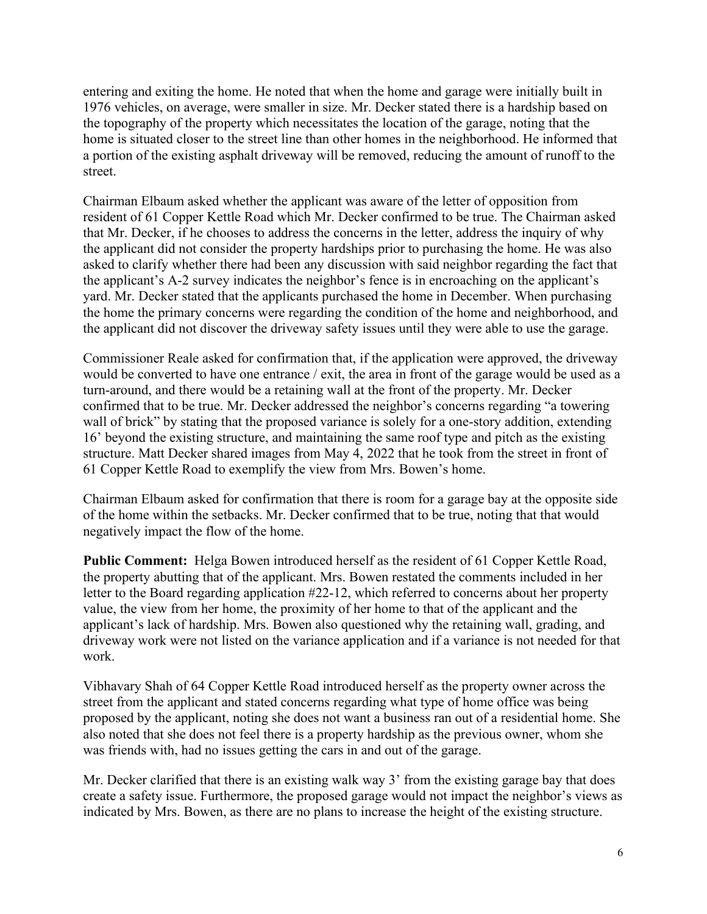entering and exiting the home. He noted that when the home and garage were initially built in 1976 vehicles, on average, were smaller in size. Mr. Decker stated there is a hardship based on the topography of the property which necessitates the location of the garage, noting that the home is situated closer to the street line than other homes in the neighborhood. He informed that a portion of the existing asphalt driveway will be removed, reducing the amount of runoff to the street.

Chairman Elbaum asked whether the applicant was aware of the letter of opposition from resident of 61 Copper Kettle Road which Mr. Decker confirmed to be true. The Chairman asked that Mr. Decker, if he chooses to address the concerns in the letter, address the inquiry of why the applicant did not consider the property hardships prior to purchasing the home. He was also asked to clarify whether there had been any discussion with said neighbor regarding the fact that the applicant's A-2 survey indicates the neighbor's fence is in encroaching on the applicant's yard. Mr. Decker stated that the applicants purchased the home in December. When purchasing the home the primary concerns were regarding the condition of the home and neighborhood, and the applicant did not discover the driveway safety issues until they were able to use the garage.

Commissioner Reale asked for confirmation that, if the application were approved, the driveway would be converted to have one entrance / exit, the area in front of the garage would be used as a turn-around, and there would be a retaining wall at the front of the property. Mr. Decker confirmed that to be true. Mr. Decker addressed the neighbor's concerns regarding "a towering wall of brick" by stating that the proposed variance is solely for a one-story addition, extending 16' beyond the existing structure, and maintaining the same roof type and pitch as the existing structure. Matt Decker shared images from May 4, 2022 that he took from the street in front of 61 Copper Kettle Road to exemplify the view from Mrs. Bowen's home.

Chairman Elbaum asked for confirmation that there is room for a garage bay at the opposite side of the home within the setbacks. Mr. Decker confirmed that to be true, noting that that would negatively impact the flow of the home.

**Public Comment:** Helga Bowen introduced herself as the resident of 61 Copper Kettle Road, the property abutting that of the applicant. Mrs. Bowen restated the comments included in her letter to the Board regarding application #22-12, which referred to concerns about her property value, the view from her home, the proximity of her home to that of the applicant and the applicant's lack of hardship. Mrs. Bowen also questioned why the retaining wall, grading, and driveway work were not listed on the variance application and if a variance is not needed for that work.

Vibhavary Shah of 64 Copper Kettle Road introduced herself as the property owner across the street from the applicant and stated concerns regarding what type of home office was being proposed by the applicant, noting she does not want a business ran out of a residential home. She also noted that she does not feel there is a property hardship as the previous owner, whom she was friends with, had no issues getting the cars in and out of the garage.

Mr. Decker clarified that there is an existing walk way 3' from the existing garage bay that does create a safety issue. Furthermore, the proposed garage would not impact the neighbor's views as indicated by Mrs. Bowen, as there are no plans to increase the height of the existing structure.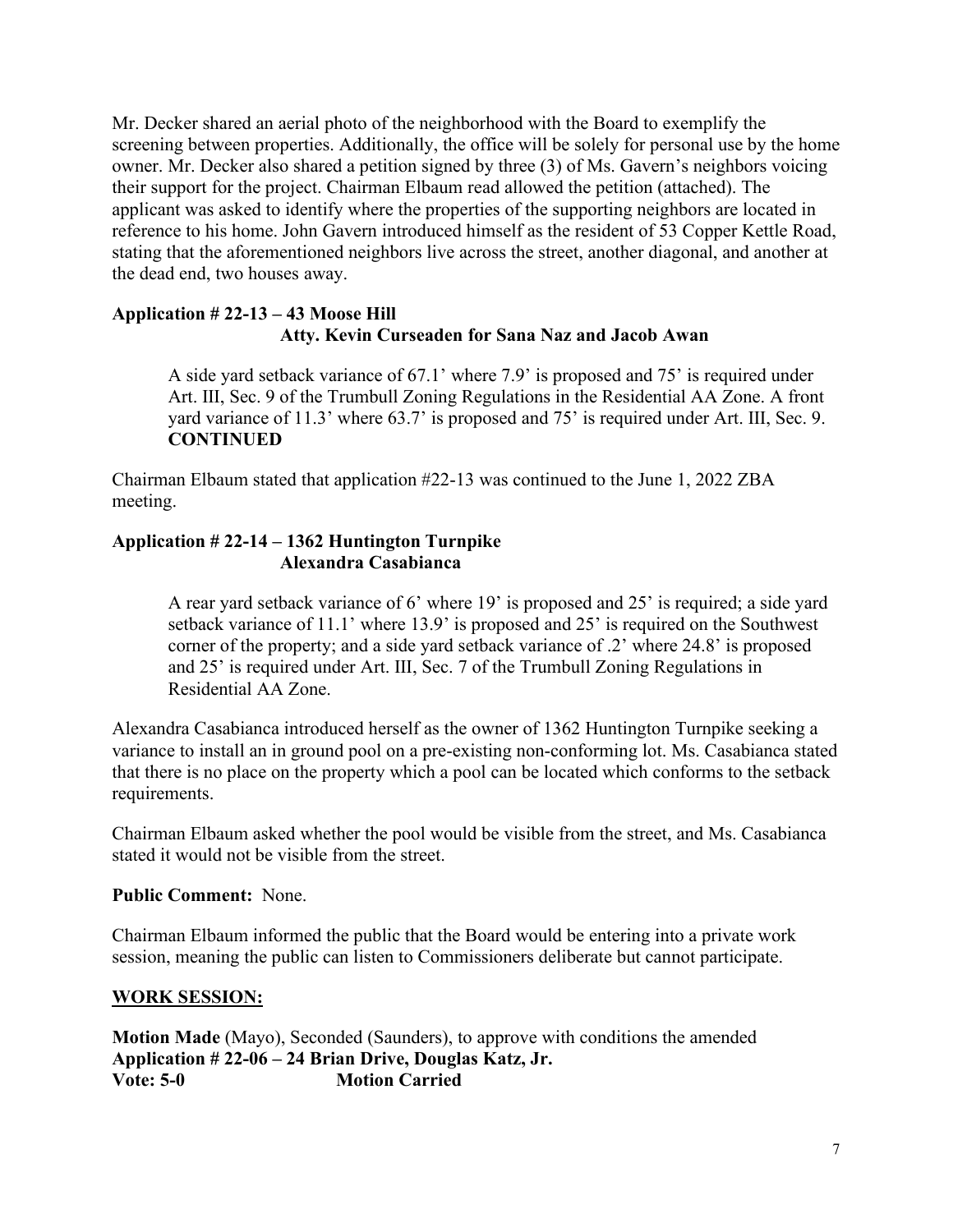Mr. Decker shared an aerial photo of the neighborhood with the Board to exemplify the screening between properties. Additionally, the office will be solely for personal use by the home owner. Mr. Decker also shared a petition signed by three (3) of Ms. Gavern's neighbors voicing their support for the project. Chairman Elbaum read allowed the petition (attached). The applicant was asked to identify where the properties of the supporting neighbors are located in reference to his home. John Gavern introduced himself as the resident of 53 Copper Kettle Road, stating that the aforementioned neighbors live across the street, another diagonal, and another at the dead end, two houses away.

**Application # 22-13 – 43 Moose Hill**
**Atty. Kevin Curseaden for Sana Naz and Jacob Awan**

A side yard setback variance of 67.1' where 7.9' is proposed and 75' is required under Art. III, Sec. 9 of the Trumbull Zoning Regulations in the Residential AA Zone. A front yard variance of 11.3' where 63.7' is proposed and 75' is required under Art. III, Sec. 9. **CONTINUED**

Chairman Elbaum stated that application #22-13 was continued to the June 1, 2022 ZBA meeting.

**Application # 22-14 – 1362 Huntington Turnpike**
**Alexandra Casabianca**

A rear yard setback variance of 6' where 19' is proposed and 25' is required; a side yard setback variance of 11.1' where 13.9' is proposed and 25' is required on the Southwest corner of the property; and a side yard setback variance of .2' where 24.8' is proposed and 25' is required under Art. III, Sec. 7 of the Trumbull Zoning Regulations in Residential AA Zone.

Alexandra Casabianca introduced herself as the owner of 1362 Huntington Turnpike seeking a variance to install an in ground pool on a pre-existing non-conforming lot. Ms. Casabianca stated that there is no place on the property which a pool can be located which conforms to the setback requirements.

Chairman Elbaum asked whether the pool would be visible from the street, and Ms. Casabianca stated it would not be visible from the street.

**Public Comment:** None.

Chairman Elbaum informed the public that the Board would be entering into a private work session, meaning the public can listen to Commissioners deliberate but cannot participate.

**WORK SESSION:**

**Motion Made** (Mayo), Seconded (Saunders), to approve with conditions the amended **Application # 22-06 – 24 Brian Drive, Douglas Katz, Jr.**
**Vote: 5-0** **Motion Carried**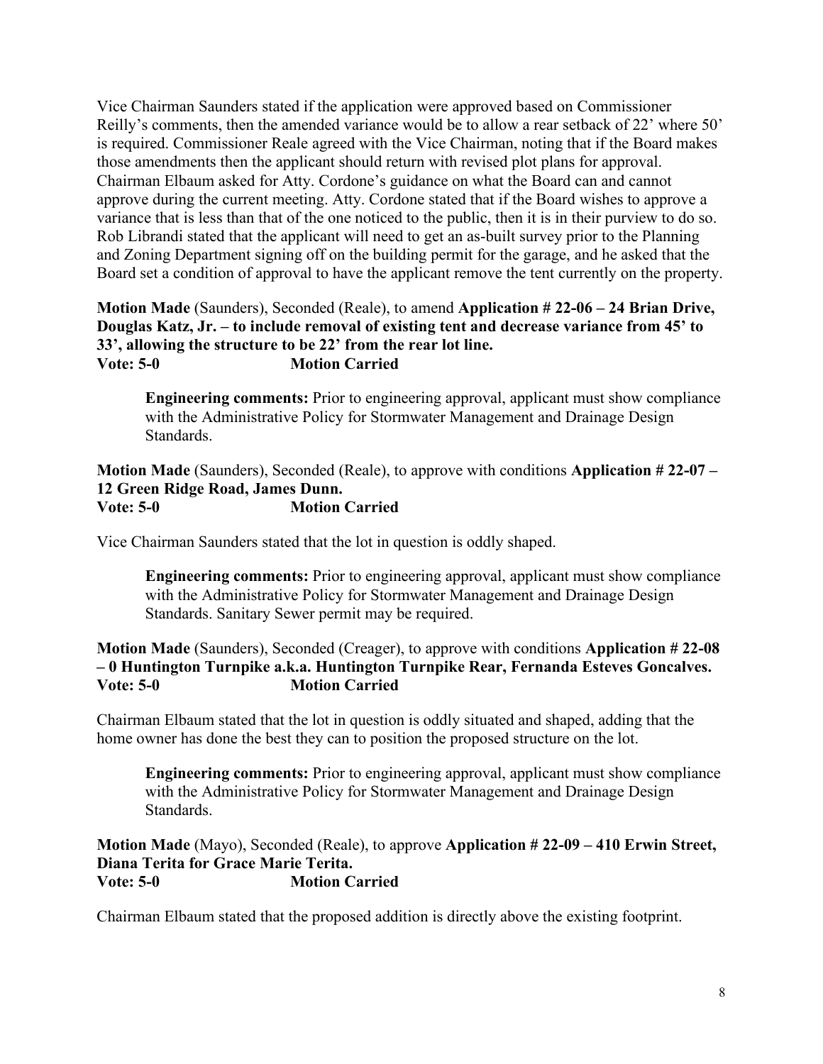Vice Chairman Saunders stated if the application were approved based on Commissioner Reilly's comments, then the amended variance would be to allow a rear setback of 22' where 50' is required. Commissioner Reale agreed with the Vice Chairman, noting that if the Board makes those amendments then the applicant should return with revised plot plans for approval. Chairman Elbaum asked for Atty. Cordone's guidance on what the Board can and cannot approve during the current meeting. Atty. Cordone stated that if the Board wishes to approve a variance that is less than that of the one noticed to the public, then it is in their purview to do so. Rob Librandi stated that the applicant will need to get an as-built survey prior to the Planning and Zoning Department signing off on the building permit for the garage, and he asked that the Board set a condition of approval to have the applicant remove the tent currently on the property.

**Motion Made** (Saunders), Seconded (Reale), to amend **Application # 22-06 – 24 Brian Drive, Douglas Katz, Jr. – to include removal of existing tent and decrease variance from 45' to 33', allowing the structure to be 22' from the rear lot line.**
**Vote: 5-0 Motion Carried**

> **Engineering comments:** Prior to engineering approval, applicant must show compliance with the Administrative Policy for Stormwater Management and Drainage Design Standards.

**Motion Made** (Saunders), Seconded (Reale), to approve with conditions **Application # 22-07 – 12 Green Ridge Road, James Dunn.**
**Vote: 5-0 Motion Carried**

Vice Chairman Saunders stated that the lot in question is oddly shaped.

> **Engineering comments:** Prior to engineering approval, applicant must show compliance with the Administrative Policy for Stormwater Management and Drainage Design Standards. Sanitary Sewer permit may be required.

**Motion Made** (Saunders), Seconded (Creager), to approve with conditions **Application # 22-08 – 0 Huntington Turnpike a.k.a. Huntington Turnpike Rear, Fernanda Esteves Goncalves.**
**Vote: 5-0 Motion Carried**

Chairman Elbaum stated that the lot in question is oddly situated and shaped, adding that the home owner has done the best they can to position the proposed structure on the lot.

> **Engineering comments:** Prior to engineering approval, applicant must show compliance with the Administrative Policy for Stormwater Management and Drainage Design Standards.

**Motion Made** (Mayo), Seconded (Reale), to approve **Application # 22-09 – 410 Erwin Street, Diana Terita for Grace Marie Terita.**
**Vote: 5-0 Motion Carried**

Chairman Elbaum stated that the proposed addition is directly above the existing footprint.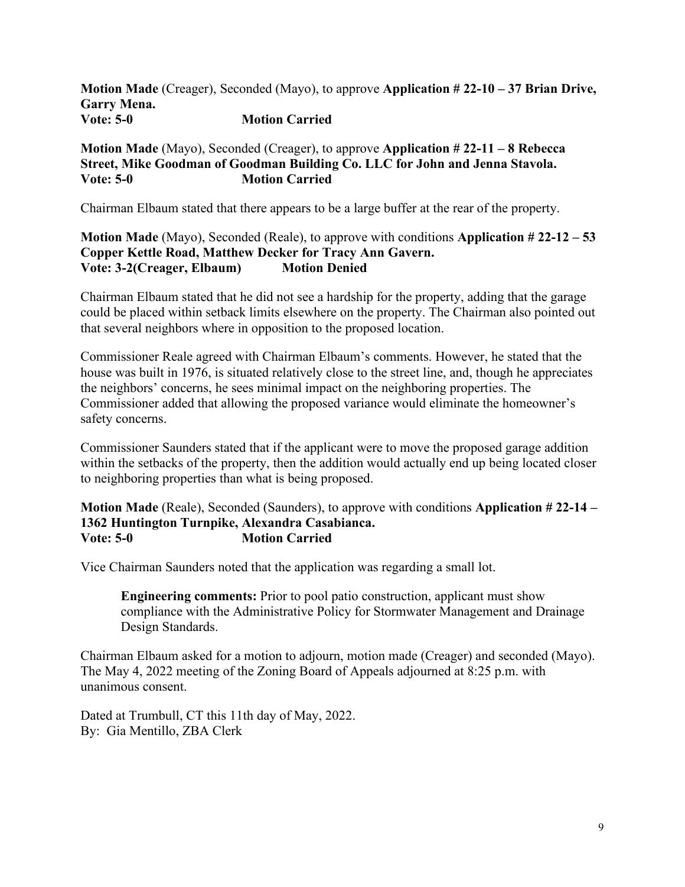**Motion Made** (Creager), Seconded (Mayo), to approve **Application # 22-10 – 37 Brian Drive, Garry Mena.**
**Vote: 5-0 Motion Carried**

**Motion Made** (Mayo), Seconded (Creager), to approve **Application # 22-11 – 8 Rebecca Street, Mike Goodman of Goodman Building Co. LLC for John and Jenna Stavola.**
**Vote: 5-0 Motion Carried**

Chairman Elbaum stated that there appears to be a large buffer at the rear of the property.

**Motion Made** (Mayo), Seconded (Reale), to approve with conditions **Application # 22-12 – 53 Copper Kettle Road, Matthew Decker for Tracy Ann Gavern.**
**Vote: 3-2(Creager, Elbaum) Motion Denied**

Chairman Elbaum stated that he did not see a hardship for the property, adding that the garage could be placed within setback limits elsewhere on the property. The Chairman also pointed out that several neighbors where in opposition to the proposed location.

Commissioner Reale agreed with Chairman Elbaum's comments. However, he stated that the house was built in 1976, is situated relatively close to the street line, and, though he appreciates the neighbors' concerns, he sees minimal impact on the neighboring properties. The Commissioner added that allowing the proposed variance would eliminate the homeowner's safety concerns.

Commissioner Saunders stated that if the applicant were to move the proposed garage addition within the setbacks of the property, then the addition would actually end up being located closer to neighboring properties than what is being proposed.

**Motion Made** (Reale), Seconded (Saunders), to approve with conditions **Application # 22-14 – 1362 Huntington Turnpike, Alexandra Casabianca.**
**Vote: 5-0 Motion Carried**

Vice Chairman Saunders noted that the application was regarding a small lot.

> **Engineering comments:** Prior to pool patio construction, applicant must show compliance with the Administrative Policy for Stormwater Management and Drainage Design Standards.

Chairman Elbaum asked for a motion to adjourn, motion made (Creager) and seconded (Mayo). The May 4, 2022 meeting of the Zoning Board of Appeals adjourned at 8:25 p.m. with unanimous consent.

Dated at Trumbull, CT this 11th day of May, 2022.
By: Gia Mentillo, ZBA Clerk